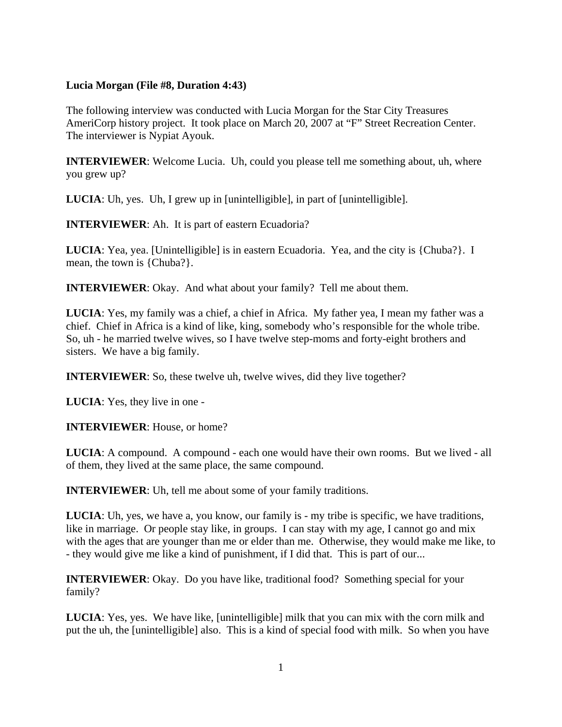**Lucia Morgan (File #8, Duration 4:43)**

The following interview was conducted with Lucia Morgan for the Star City Treasures AmeriCorp history project. It took place on March 20, 2007 at “F” Street Recreation Center. The interviewer is Nypiat Ayouk.

**INTERVIEWER**: Welcome Lucia. Uh, could you please tell me something about, uh, where you grew up?

**LUCIA**: Uh, yes. Uh, I grew up in [unintelligible], in part of [unintelligible].

**INTERVIEWER**: Ah. It is part of eastern Ecuadoria?

**LUCIA**: Yea, yea. [Unintelligible] is in eastern Ecuadoria. Yea, and the city is {Chuba?}. I mean, the town is {Chuba?}.

**INTERVIEWER**: Okay. And what about your family? Tell me about them.

**LUCIA**: Yes, my family was a chief, a chief in Africa. My father yea, I mean my father was a chief. Chief in Africa is a kind of like, king, somebody who’s responsible for the whole tribe. So, uh - he married twelve wives, so I have twelve step-moms and forty-eight brothers and sisters. We have a big family.

**INTERVIEWER**: So, these twelve uh, twelve wives, did they live together?

**LUCIA**: Yes, they live in one -

**INTERVIEWER**: House, or home?

**LUCIA**: A compound. A compound - each one would have their own rooms. But we lived - all of them, they lived at the same place, the same compound.

**INTERVIEWER**: Uh, tell me about some of your family traditions.

**LUCIA**: Uh, yes, we have a, you know, our family is - my tribe is specific, we have traditions, like in marriage. Or people stay like, in groups. I can stay with my age, I cannot go and mix with the ages that are younger than me or elder than me. Otherwise, they would make me like, to - they would give me like a kind of punishment, if I did that. This is part of our...

**INTERVIEWER**: Okay. Do you have like, traditional food? Something special for your family?

**LUCIA**: Yes, yes. We have like, [unintelligible] milk that you can mix with the corn milk and put the uh, the [unintelligible] also. This is a kind of special food with milk. So when you have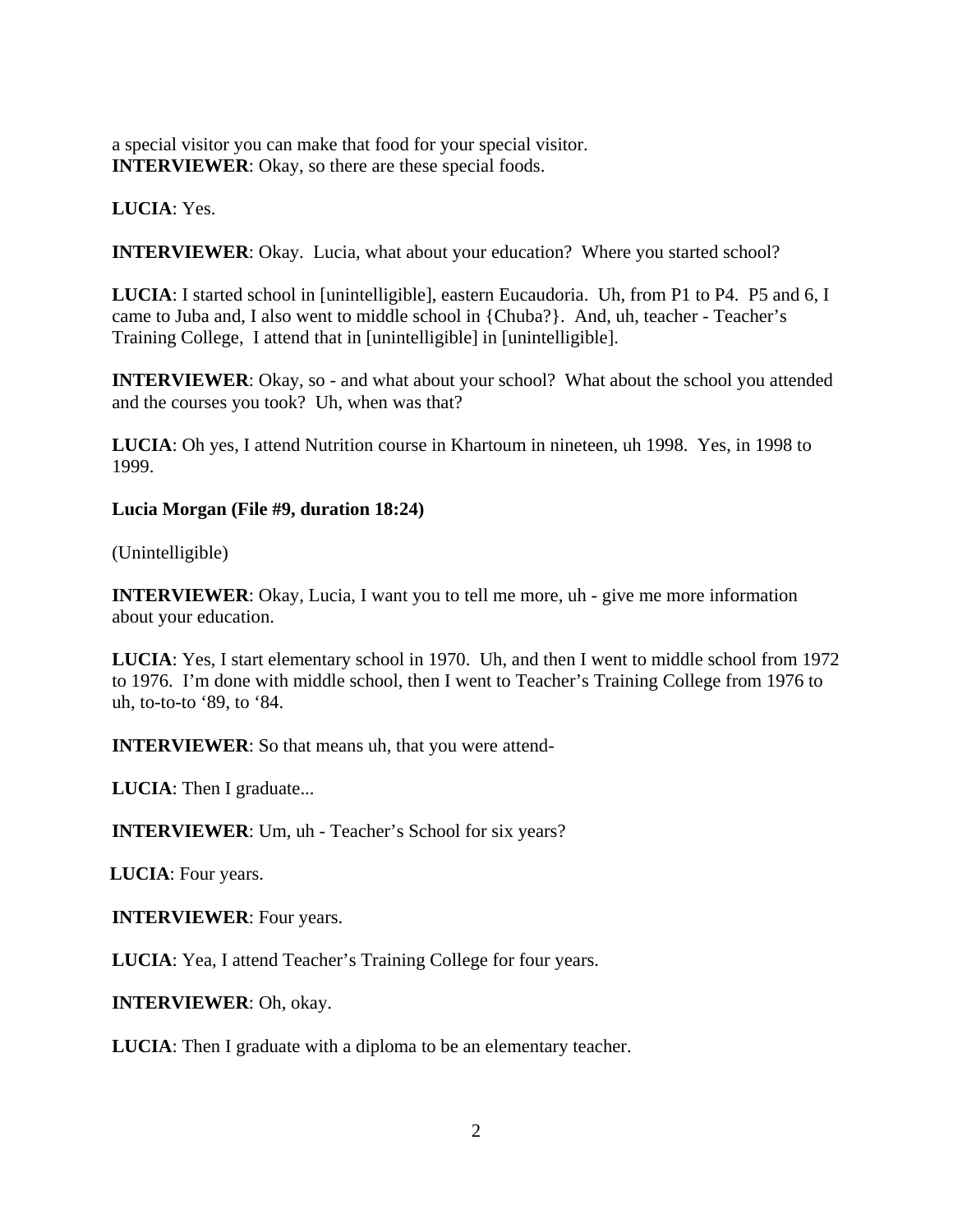a special visitor you can make that food for your special visitor.
**INTERVIEWER**: Okay, so there are these special foods.

**LUCIA**: Yes.

**INTERVIEWER**: Okay. Lucia, what about your education? Where you started school?

**LUCIA**: I started school in [unintelligible], eastern Eucaudoria. Uh, from P1 to P4. P5 and 6, I came to Juba and, I also went to middle school in {Chuba?}. And, uh, teacher - Teacher's Training College, I attend that in [unintelligible] in [unintelligible].

**INTERVIEWER**: Okay, so - and what about your school? What about the school you attended and the courses you took? Uh, when was that?

**LUCIA**: Oh yes, I attend Nutrition course in Khartoum in nineteen, uh 1998. Yes, in 1998 to 1999.

**Lucia Morgan (File #9, duration 18:24)**

(Unintelligible)

**INTERVIEWER**: Okay, Lucia, I want you to tell me more, uh - give me more information about your education.

**LUCIA**: Yes, I start elementary school in 1970. Uh, and then I went to middle school from 1972 to 1976. I'm done with middle school, then I went to Teacher's Training College from 1976 to uh, to-to-to '89, to '84.

**INTERVIEWER**: So that means uh, that you were attend-

**LUCIA**: Then I graduate...

**INTERVIEWER**: Um, uh - Teacher's School for six years?

**LUCIA**: Four years.

**INTERVIEWER**: Four years.

**LUCIA**: Yea, I attend Teacher's Training College for four years.

**INTERVIEWER**: Oh, okay.

**LUCIA**: Then I graduate with a diploma to be an elementary teacher.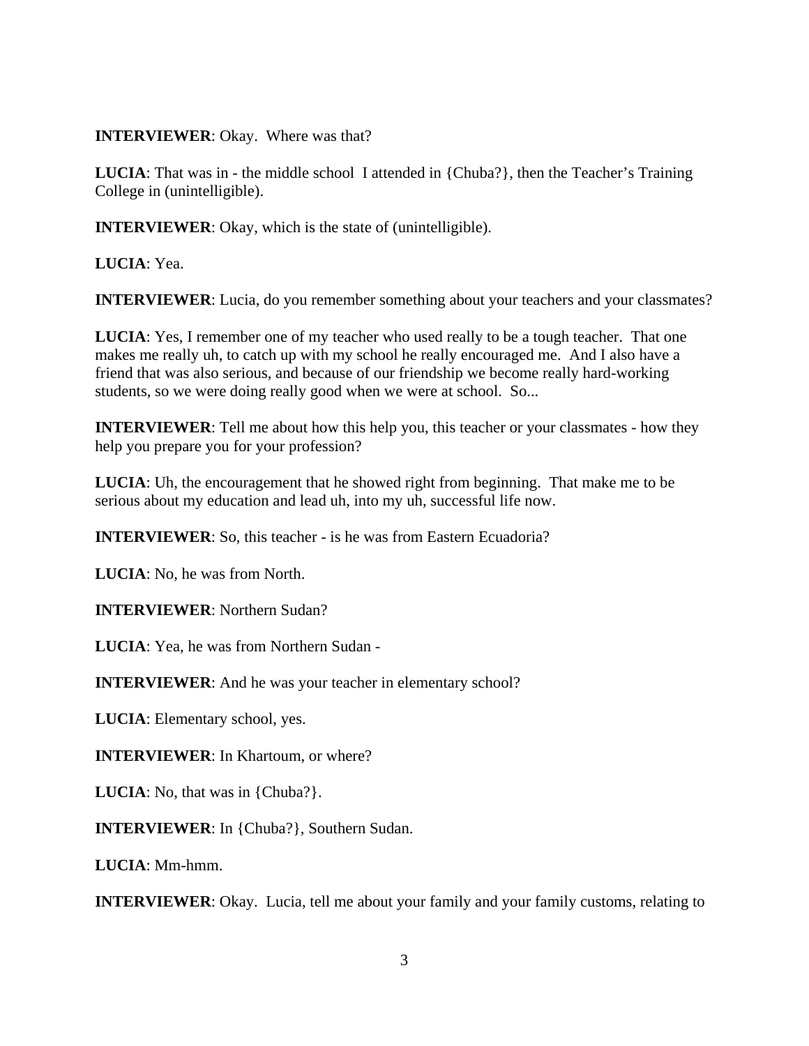**INTERVIEWER**: Okay. Where was that?

**LUCIA**: That was in - the middle school I attended in {Chuba?}, then the Teacher's Training College in (unintelligible).

**INTERVIEWER**: Okay, which is the state of (unintelligible).

**LUCIA**: Yea.

**INTERVIEWER**: Lucia, do you remember something about your teachers and your classmates?

**LUCIA**: Yes, I remember one of my teacher who used really to be a tough teacher. That one makes me really uh, to catch up with my school he really encouraged me. And I also have a friend that was also serious, and because of our friendship we become really hard-working students, so we were doing really good when we were at school. So...

**INTERVIEWER**: Tell me about how this help you, this teacher or your classmates - how they help you prepare you for your profession?

**LUCIA**: Uh, the encouragement that he showed right from beginning. That make me to be serious about my education and lead uh, into my uh, successful life now.

**INTERVIEWER**: So, this teacher - is he was from Eastern Ecuadoria?

**LUCIA**: No, he was from North.

**INTERVIEWER**: Northern Sudan?

**LUCIA**: Yea, he was from Northern Sudan -

**INTERVIEWER**: And he was your teacher in elementary school?

**LUCIA**: Elementary school, yes.

**INTERVIEWER**: In Khartoum, or where?

**LUCIA**: No, that was in {Chuba?}.

**INTERVIEWER**: In {Chuba?}, Southern Sudan.

**LUCIA**: Mm-hmm.

**INTERVIEWER**: Okay. Lucia, tell me about your family and your family customs, relating to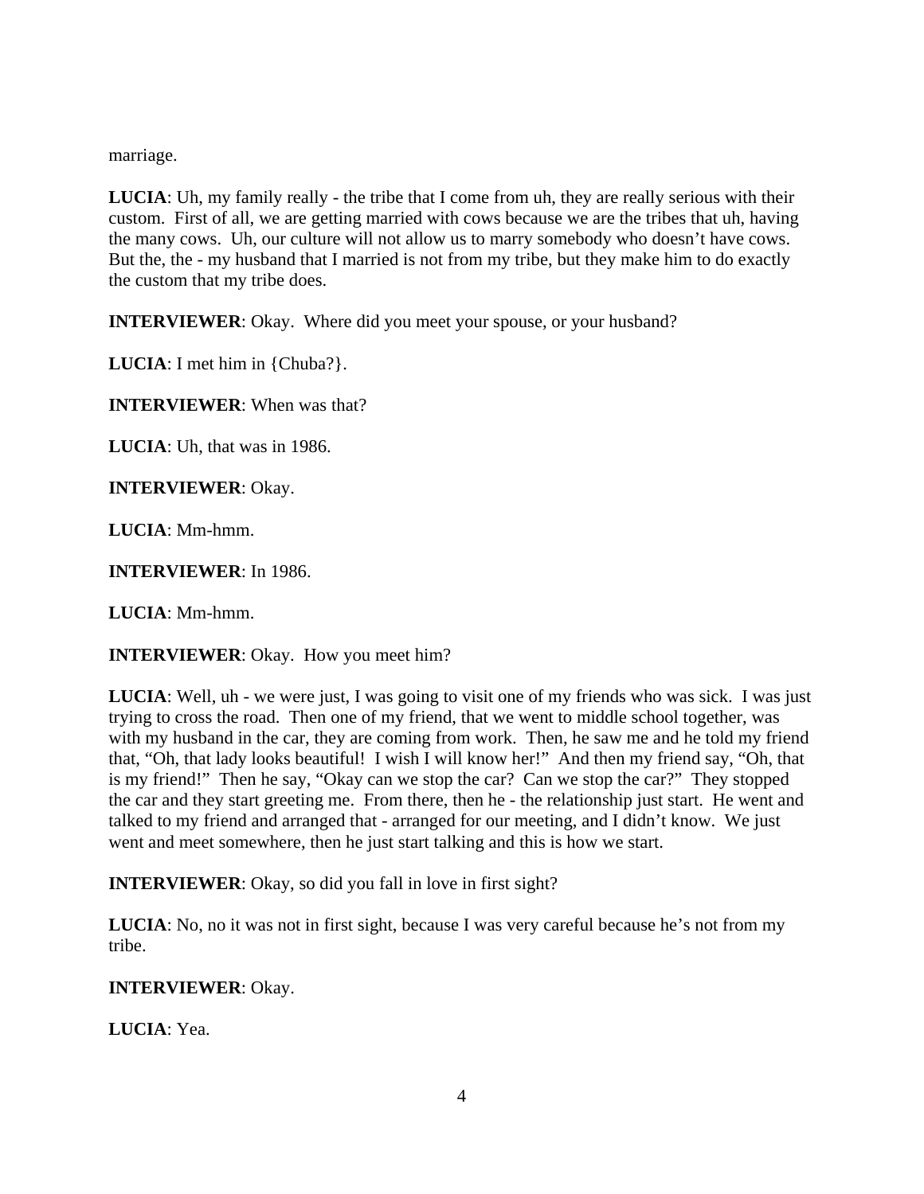marriage.

**LUCIA**: Uh, my family really - the tribe that I come from uh, they are really serious with their custom. First of all, we are getting married with cows because we are the tribes that uh, having the many cows. Uh, our culture will not allow us to marry somebody who doesn't have cows. But the, the - my husband that I married is not from my tribe, but they make him to do exactly the custom that my tribe does.

**INTERVIEWER**: Okay. Where did you meet your spouse, or your husband?

**LUCIA**: I met him in {Chuba?}.

**INTERVIEWER**: When was that?

**LUCIA**: Uh, that was in 1986.

**INTERVIEWER**: Okay.

**LUCIA**: Mm-hmm.

**INTERVIEWER**: In 1986.

**LUCIA**: Mm-hmm.

**INTERVIEWER**: Okay. How you meet him?

**LUCIA**: Well, uh - we were just, I was going to visit one of my friends who was sick. I was just trying to cross the road. Then one of my friend, that we went to middle school together, was with my husband in the car, they are coming from work. Then, he saw me and he told my friend that, "Oh, that lady looks beautiful! I wish I will know her!" And then my friend say, "Oh, that is my friend!" Then he say, "Okay can we stop the car? Can we stop the car?" They stopped the car and they start greeting me. From there, then he - the relationship just start. He went and talked to my friend and arranged that - arranged for our meeting, and I didn't know. We just went and meet somewhere, then he just start talking and this is how we start.

**INTERVIEWER**: Okay, so did you fall in love in first sight?

**LUCIA**: No, no it was not in first sight, because I was very careful because he's not from my tribe.

**INTERVIEWER**: Okay.

**LUCIA**: Yea.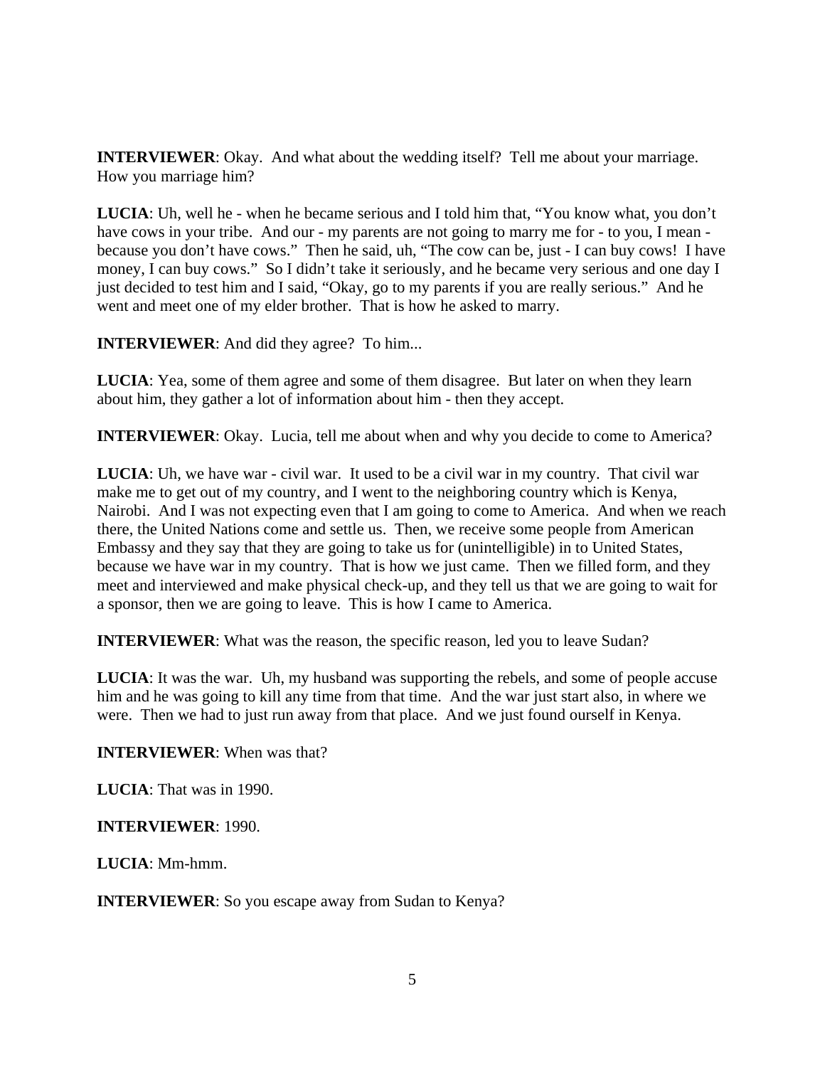**INTERVIEWER**: Okay. And what about the wedding itself? Tell me about your marriage. How you marriage him?

**LUCIA**: Uh, well he - when he became serious and I told him that, "You know what, you don't have cows in your tribe. And our - my parents are not going to marry me for - to you, I mean - because you don't have cows." Then he said, uh, "The cow can be, just - I can buy cows! I have money, I can buy cows." So I didn't take it seriously, and he became very serious and one day I just decided to test him and I said, "Okay, go to my parents if you are really serious." And he went and meet one of my elder brother. That is how he asked to marry.

**INTERVIEWER**: And did they agree? To him...

**LUCIA**: Yea, some of them agree and some of them disagree. But later on when they learn about him, they gather a lot of information about him - then they accept.

**INTERVIEWER**: Okay. Lucia, tell me about when and why you decide to come to America?

**LUCIA**: Uh, we have war - civil war. It used to be a civil war in my country. That civil war make me to get out of my country, and I went to the neighboring country which is Kenya, Nairobi. And I was not expecting even that I am going to come to America. And when we reach there, the United Nations come and settle us. Then, we receive some people from American Embassy and they say that they are going to take us for (unintelligible) in to United States, because we have war in my country. That is how we just came. Then we filled form, and they meet and interviewed and make physical check-up, and they tell us that we are going to wait for a sponsor, then we are going to leave. This is how I came to America.

**INTERVIEWER**: What was the reason, the specific reason, led you to leave Sudan?

**LUCIA**: It was the war. Uh, my husband was supporting the rebels, and some of people accuse him and he was going to kill any time from that time. And the war just start also, in where we were. Then we had to just run away from that place. And we just found ourself in Kenya.

**INTERVIEWER**: When was that?

**LUCIA**: That was in 1990.

**INTERVIEWER**: 1990.

**LUCIA**: Mm-hmm.

**INTERVIEWER**: So you escape away from Sudan to Kenya?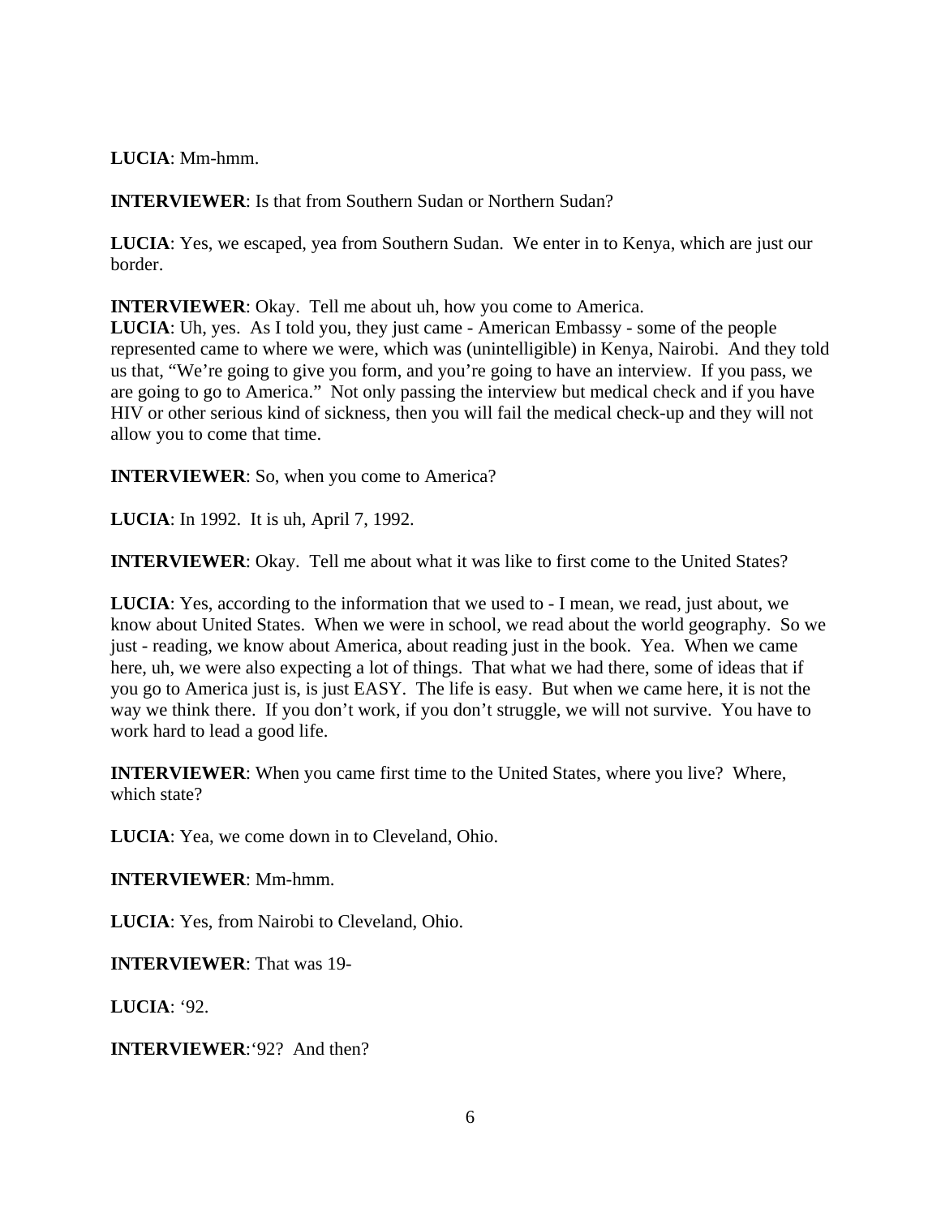**LUCIA**: Mm-hmm.

**INTERVIEWER**: Is that from Southern Sudan or Northern Sudan?

**LUCIA**: Yes, we escaped, yea from Southern Sudan. We enter in to Kenya, which are just our border.

**INTERVIEWER**: Okay. Tell me about uh, how you come to America.

**LUCIA**: Uh, yes. As I told you, they just came - American Embassy - some of the people represented came to where we were, which was (unintelligible) in Kenya, Nairobi. And they told us that, "We're going to give you form, and you're going to have an interview. If you pass, we are going to go to America." Not only passing the interview but medical check and if you have HIV or other serious kind of sickness, then you will fail the medical check-up and they will not allow you to come that time.

**INTERVIEWER**: So, when you come to America?

**LUCIA**: In 1992. It is uh, April 7, 1992.

**INTERVIEWER**: Okay. Tell me about what it was like to first come to the United States?

**LUCIA**: Yes, according to the information that we used to - I mean, we read, just about, we know about United States. When we were in school, we read about the world geography. So we just - reading, we know about America, about reading just in the book. Yea. When we came here, uh, we were also expecting a lot of things. That what we had there, some of ideas that if you go to America just is, is just EASY. The life is easy. But when we came here, it is not the way we think there. If you don't work, if you don't struggle, we will not survive. You have to work hard to lead a good life.

**INTERVIEWER**: When you came first time to the United States, where you live? Where, which state?

**LUCIA**: Yea, we come down in to Cleveland, Ohio.

**INTERVIEWER**: Mm-hmm.

**LUCIA**: Yes, from Nairobi to Cleveland, Ohio.

**INTERVIEWER**: That was 19-

**LUCIA**: '92.

**INTERVIEWER**:'92? And then?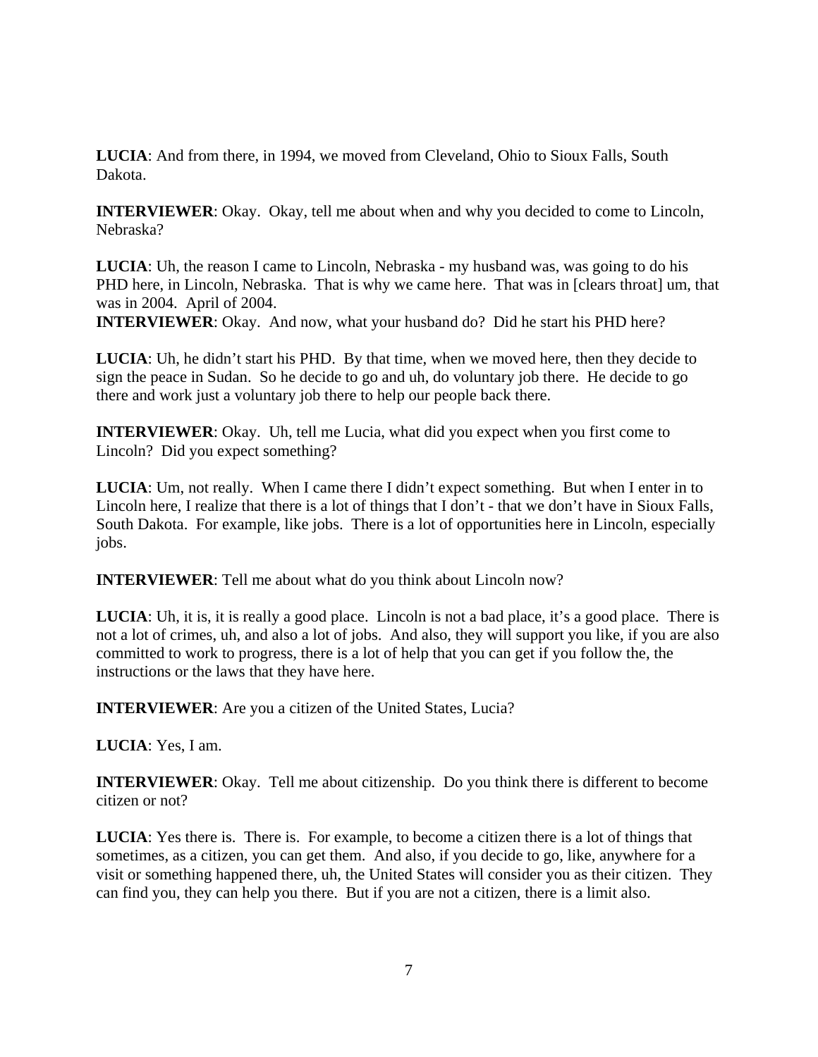**LUCIA**: And from there, in 1994, we moved from Cleveland, Ohio to Sioux Falls, South Dakota.

**INTERVIEWER**: Okay. Okay, tell me about when and why you decided to come to Lincoln, Nebraska?

**LUCIA**: Uh, the reason I came to Lincoln, Nebraska - my husband was, was going to do his PHD here, in Lincoln, Nebraska. That is why we came here. That was in [clears throat] um, that was in 2004. April of 2004.
**INTERVIEWER**: Okay. And now, what your husband do? Did he start his PHD here?

**LUCIA**: Uh, he didn't start his PHD. By that time, when we moved here, then they decide to sign the peace in Sudan. So he decide to go and uh, do voluntary job there. He decide to go there and work just a voluntary job there to help our people back there.

**INTERVIEWER**: Okay. Uh, tell me Lucia, what did you expect when you first come to Lincoln? Did you expect something?

**LUCIA**: Um, not really. When I came there I didn't expect something. But when I enter in to Lincoln here, I realize that there is a lot of things that I don't - that we don't have in Sioux Falls, South Dakota. For example, like jobs. There is a lot of opportunities here in Lincoln, especially jobs.

**INTERVIEWER**: Tell me about what do you think about Lincoln now?

**LUCIA**: Uh, it is, it is really a good place. Lincoln is not a bad place, it's a good place. There is not a lot of crimes, uh, and also a lot of jobs. And also, they will support you like, if you are also committed to work to progress, there is a lot of help that you can get if you follow the, the instructions or the laws that they have here.

**INTERVIEWER**: Are you a citizen of the United States, Lucia?

**LUCIA**: Yes, I am.

**INTERVIEWER**: Okay. Tell me about citizenship. Do you think there is different to become citizen or not?

**LUCIA**: Yes there is. There is. For example, to become a citizen there is a lot of things that sometimes, as a citizen, you can get them. And also, if you decide to go, like, anywhere for a visit or something happened there, uh, the United States will consider you as their citizen. They can find you, they can help you there. But if you are not a citizen, there is a limit also.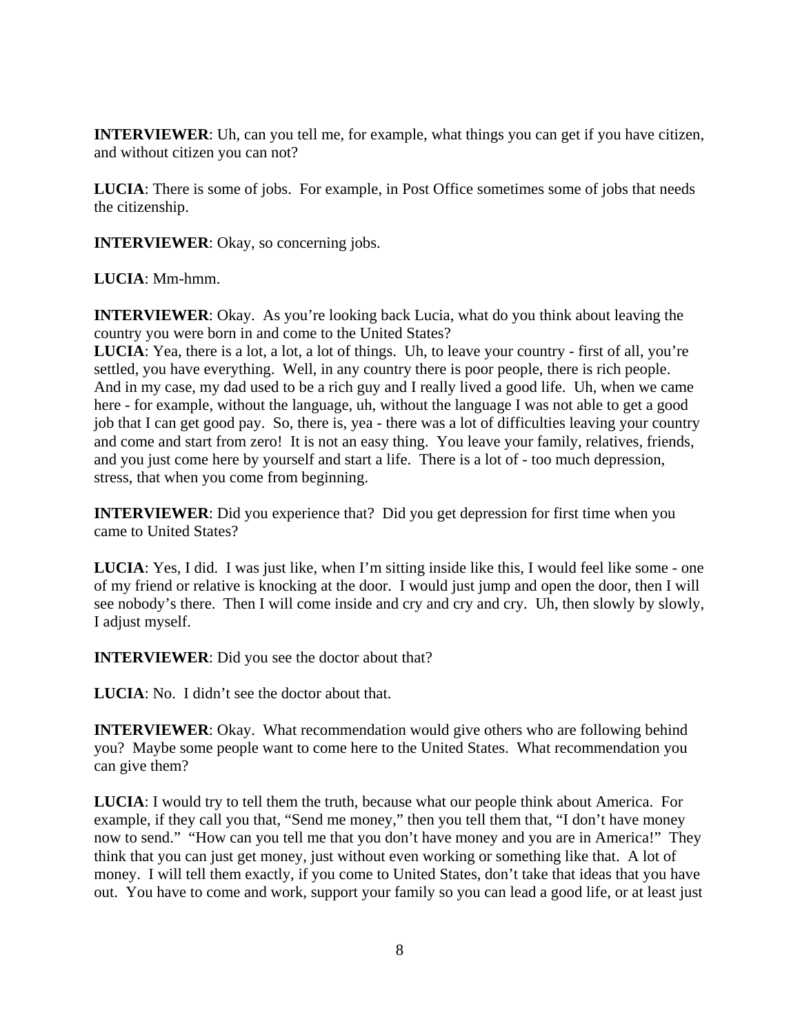**INTERVIEWER**: Uh, can you tell me, for example, what things you can get if you have citizen, and without citizen you can not?

**LUCIA**: There is some of jobs. For example, in Post Office sometimes some of jobs that needs the citizenship.

**INTERVIEWER**: Okay, so concerning jobs.

**LUCIA**: Mm-hmm.

**INTERVIEWER**: Okay. As you're looking back Lucia, what do you think about leaving the country you were born in and come to the United States?
**LUCIA**: Yea, there is a lot, a lot, a lot of things. Uh, to leave your country - first of all, you're settled, you have everything. Well, in any country there is poor people, there is rich people. And in my case, my dad used to be a rich guy and I really lived a good life. Uh, when we came here - for example, without the language, uh, without the language I was not able to get a good job that I can get good pay. So, there is, yea - there was a lot of difficulties leaving your country and come and start from zero! It is not an easy thing. You leave your family, relatives, friends, and you just come here by yourself and start a life. There is a lot of - too much depression, stress, that when you come from beginning.

**INTERVIEWER**: Did you experience that? Did you get depression for first time when you came to United States?

**LUCIA**: Yes, I did. I was just like, when I'm sitting inside like this, I would feel like some - one of my friend or relative is knocking at the door. I would just jump and open the door, then I will see nobody's there. Then I will come inside and cry and cry and cry. Uh, then slowly by slowly, I adjust myself.

**INTERVIEWER**: Did you see the doctor about that?

**LUCIA**: No. I didn't see the doctor about that.

**INTERVIEWER**: Okay. What recommendation would give others who are following behind you? Maybe some people want to come here to the United States. What recommendation you can give them?

**LUCIA**: I would try to tell them the truth, because what our people think about America. For example, if they call you that, "Send me money," then you tell them that, "I don't have money now to send." "How can you tell me that you don't have money and you are in America!" They think that you can just get money, just without even working or something like that. A lot of money. I will tell them exactly, if you come to United States, don't take that ideas that you have out. You have to come and work, support your family so you can lead a good life, or at least just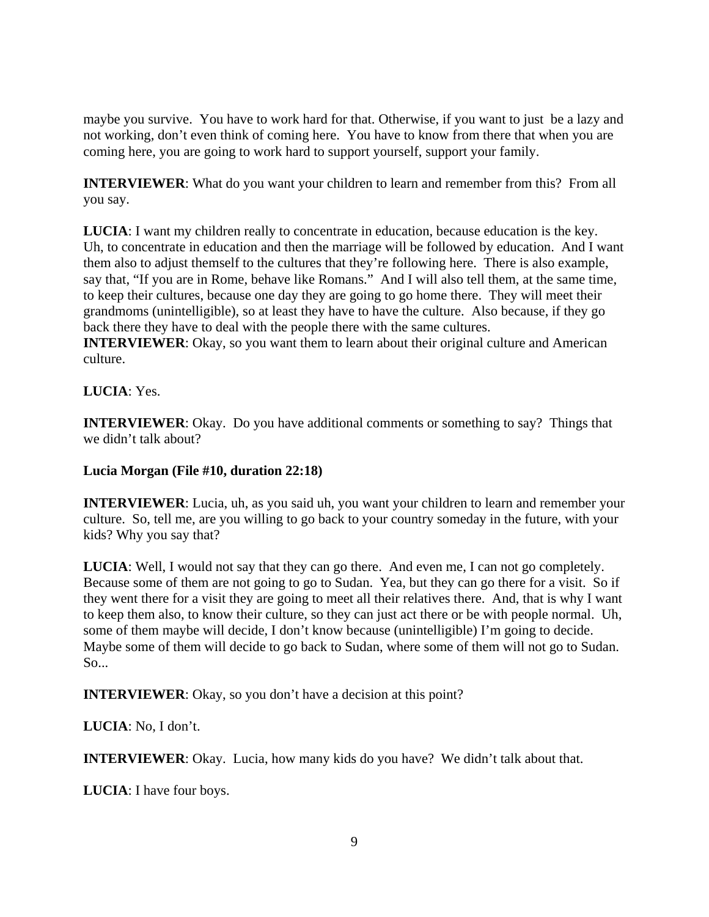maybe you survive. You have to work hard for that. Otherwise, if you want to just be a lazy and not working, don't even think of coming here. You have to know from there that when you are coming here, you are going to work hard to support yourself, support your family.

**INTERVIEWER**: What do you want your children to learn and remember from this? From all you say.

**LUCIA**: I want my children really to concentrate in education, because education is the key. Uh, to concentrate in education and then the marriage will be followed by education. And I want them also to adjust themself to the cultures that they're following here. There is also example, say that, "If you are in Rome, behave like Romans." And I will also tell them, at the same time, to keep their cultures, because one day they are going to go home there. They will meet their grandmoms (unintelligible), so at least they have to have the culture. Also because, if they go back there they have to deal with the people there with the same cultures.
**INTERVIEWER**: Okay, so you want them to learn about their original culture and American culture.

**LUCIA**: Yes.

**INTERVIEWER**: Okay. Do you have additional comments or something to say? Things that we didn't talk about?

**Lucia Morgan (File #10, duration 22:18)**

**INTERVIEWER**: Lucia, uh, as you said uh, you want your children to learn and remember your culture. So, tell me, are you willing to go back to your country someday in the future, with your kids? Why you say that?

**LUCIA**: Well, I would not say that they can go there. And even me, I can not go completely. Because some of them are not going to go to Sudan. Yea, but they can go there for a visit. So if they went there for a visit they are going to meet all their relatives there. And, that is why I want to keep them also, to know their culture, so they can just act there or be with people normal. Uh, some of them maybe will decide, I don't know because (unintelligible) I'm going to decide. Maybe some of them will decide to go back to Sudan, where some of them will not go to Sudan. So...

**INTERVIEWER**: Okay, so you don't have a decision at this point?

**LUCIA**: No, I don't.

**INTERVIEWER**: Okay. Lucia, how many kids do you have? We didn't talk about that.

**LUCIA**: I have four boys.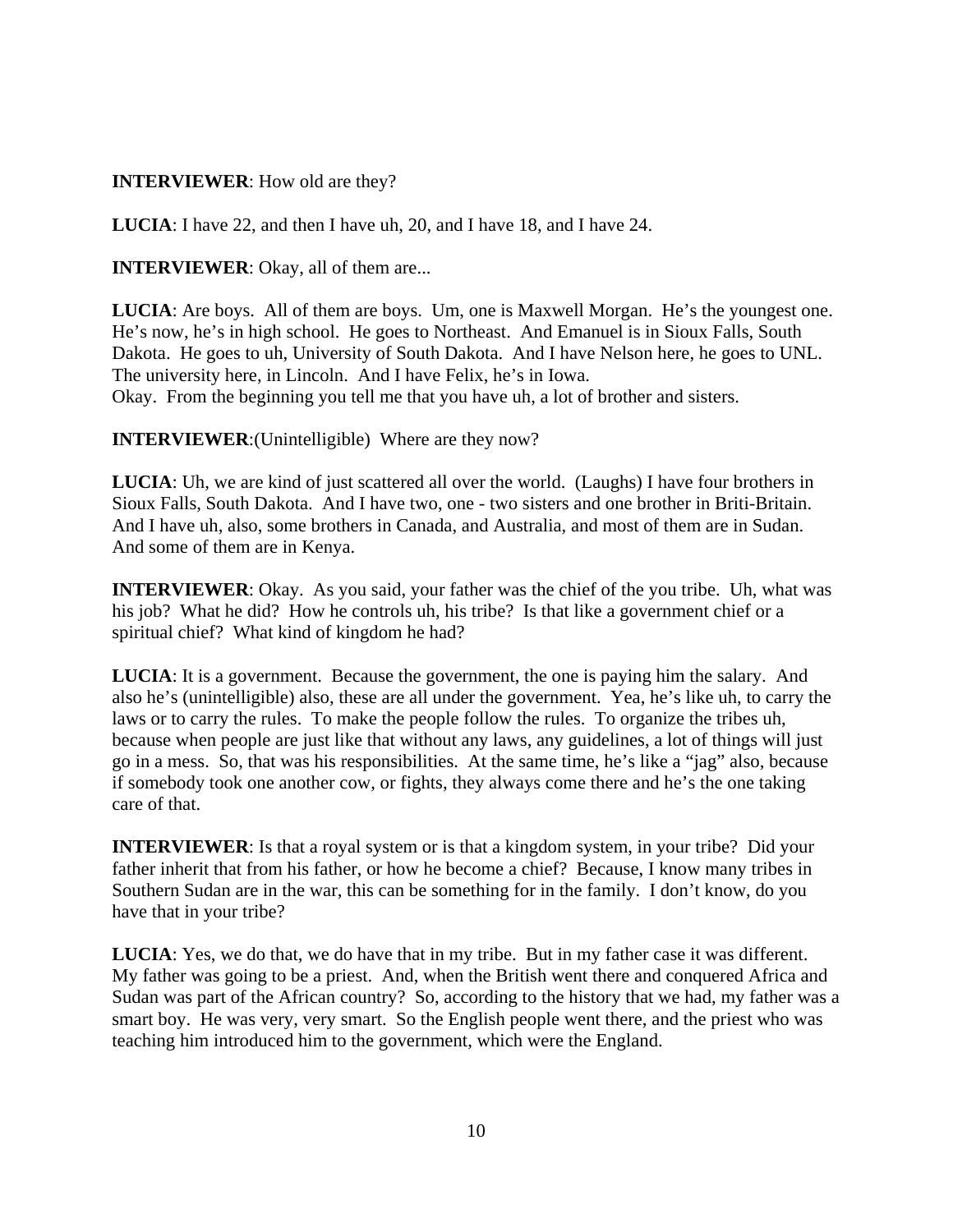**INTERVIEWER**: How old are they?

**LUCIA**: I have 22, and then I have uh, 20, and I have 18, and I have 24.

**INTERVIEWER**: Okay, all of them are...

**LUCIA**: Are boys. All of them are boys. Um, one is Maxwell Morgan. He's the youngest one. He's now, he's in high school. He goes to Northeast. And Emanuel is in Sioux Falls, South Dakota. He goes to uh, University of South Dakota. And I have Nelson here, he goes to UNL. The university here, in Lincoln. And I have Felix, he's in Iowa.
Okay. From the beginning you tell me that you have uh, a lot of brother and sisters.

**INTERVIEWER**:(Unintelligible) Where are they now?

**LUCIA**: Uh, we are kind of just scattered all over the world. (Laughs) I have four brothers in Sioux Falls, South Dakota. And I have two, one - two sisters and one brother in Briti-Britain. And I have uh, also, some brothers in Canada, and Australia, and most of them are in Sudan. And some of them are in Kenya.

**INTERVIEWER**: Okay. As you said, your father was the chief of the you tribe. Uh, what was his job? What he did? How he controls uh, his tribe? Is that like a government chief or a spiritual chief? What kind of kingdom he had?

**LUCIA**: It is a government. Because the government, the one is paying him the salary. And also he's (unintelligible) also, these are all under the government. Yea, he's like uh, to carry the laws or to carry the rules. To make the people follow the rules. To organize the tribes uh, because when people are just like that without any laws, any guidelines, a lot of things will just go in a mess. So, that was his responsibilities. At the same time, he's like a "jag" also, because if somebody took one another cow, or fights, they always come there and he's the one taking care of that.

**INTERVIEWER**: Is that a royal system or is that a kingdom system, in your tribe? Did your father inherit that from his father, or how he become a chief? Because, I know many tribes in Southern Sudan are in the war, this can be something for in the family. I don't know, do you have that in your tribe?

**LUCIA**: Yes, we do that, we do have that in my tribe. But in my father case it was different. My father was going to be a priest. And, when the British went there and conquered Africa and Sudan was part of the African country? So, according to the history that we had, my father was a smart boy. He was very, very smart. So the English people went there, and the priest who was teaching him introduced him to the government, which were the England.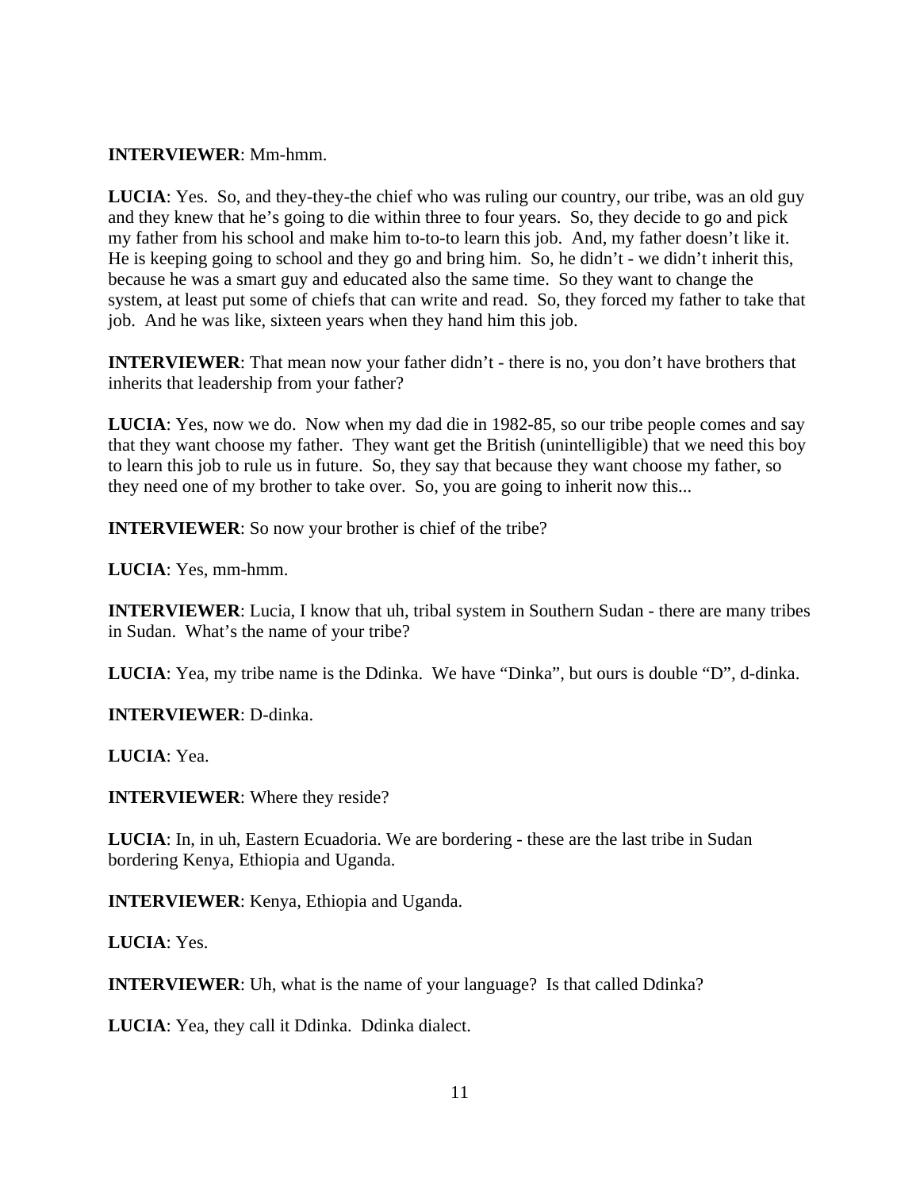**INTERVIEWER**: Mm-hmm.

**LUCIA**: Yes. So, and they-they-the chief who was ruling our country, our tribe, was an old guy and they knew that he's going to die within three to four years. So, they decide to go and pick my father from his school and make him to-to-to learn this job. And, my father doesn't like it. He is keeping going to school and they go and bring him. So, he didn't - we didn't inherit this, because he was a smart guy and educated also the same time. So they want to change the system, at least put some of chiefs that can write and read. So, they forced my father to take that job. And he was like, sixteen years when they hand him this job.

**INTERVIEWER**: That mean now your father didn't - there is no, you don't have brothers that inherits that leadership from your father?

**LUCIA**: Yes, now we do. Now when my dad die in 1982-85, so our tribe people comes and say that they want choose my father. They want get the British (unintelligible) that we need this boy to learn this job to rule us in future. So, they say that because they want choose my father, so they need one of my brother to take over. So, you are going to inherit now this...

**INTERVIEWER**: So now your brother is chief of the tribe?

**LUCIA**: Yes, mm-hmm.

**INTERVIEWER**: Lucia, I know that uh, tribal system in Southern Sudan - there are many tribes in Sudan. What's the name of your tribe?

**LUCIA**: Yea, my tribe name is the Ddinka. We have "Dinka", but ours is double "D", d-dinka.

**INTERVIEWER**: D-dinka.

**LUCIA**: Yea.

**INTERVIEWER**: Where they reside?

**LUCIA**: In, in uh, Eastern Ecuadoria. We are bordering - these are the last tribe in Sudan bordering Kenya, Ethiopia and Uganda.

**INTERVIEWER**: Kenya, Ethiopia and Uganda.

**LUCIA**: Yes.

**INTERVIEWER**: Uh, what is the name of your language? Is that called Ddinka?

**LUCIA**: Yea, they call it Ddinka. Ddinka dialect.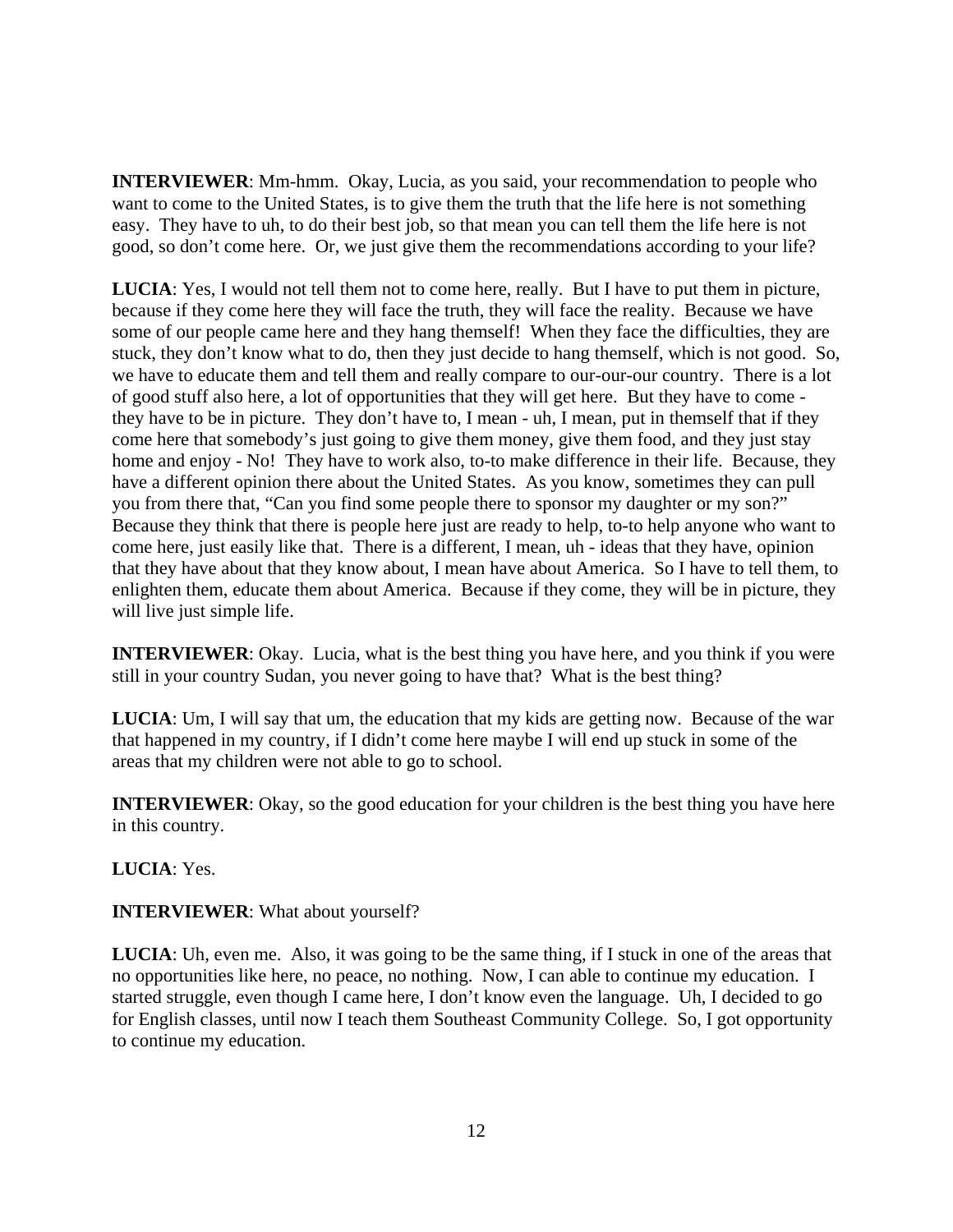**INTERVIEWER**: Mm-hmm. Okay, Lucia, as you said, your recommendation to people who want to come to the United States, is to give them the truth that the life here is not something easy. They have to uh, to do their best job, so that mean you can tell them the life here is not good, so don't come here. Or, we just give them the recommendations according to your life?

**LUCIA**: Yes, I would not tell them not to come here, really. But I have to put them in picture, because if they come here they will face the truth, they will face the reality. Because we have some of our people came here and they hang themself! When they face the difficulties, they are stuck, they don't know what to do, then they just decide to hang themself, which is not good. So, we have to educate them and tell them and really compare to our-our-our country. There is a lot of good stuff also here, a lot of opportunities that they will get here. But they have to come - they have to be in picture. They don't have to, I mean - uh, I mean, put in themself that if they come here that somebody's just going to give them money, give them food, and they just stay home and enjoy - No! They have to work also, to-to make difference in their life. Because, they have a different opinion there about the United States. As you know, sometimes they can pull you from there that, "Can you find some people there to sponsor my daughter or my son?" Because they think that there is people here just are ready to help, to-to help anyone who want to come here, just easily like that. There is a different, I mean, uh - ideas that they have, opinion that they have about that they know about, I mean have about America. So I have to tell them, to enlighten them, educate them about America. Because if they come, they will be in picture, they will live just simple life.

**INTERVIEWER**: Okay. Lucia, what is the best thing you have here, and you think if you were still in your country Sudan, you never going to have that? What is the best thing?

**LUCIA**: Um, I will say that um, the education that my kids are getting now. Because of the war that happened in my country, if I didn't come here maybe I will end up stuck in some of the areas that my children were not able to go to school.

**INTERVIEWER**: Okay, so the good education for your children is the best thing you have here in this country.

**LUCIA**: Yes.

**INTERVIEWER**: What about yourself?

**LUCIA**: Uh, even me. Also, it was going to be the same thing, if I stuck in one of the areas that no opportunities like here, no peace, no nothing. Now, I can able to continue my education. I started struggle, even though I came here, I don't know even the language. Uh, I decided to go for English classes, until now I teach them Southeast Community College. So, I got opportunity to continue my education.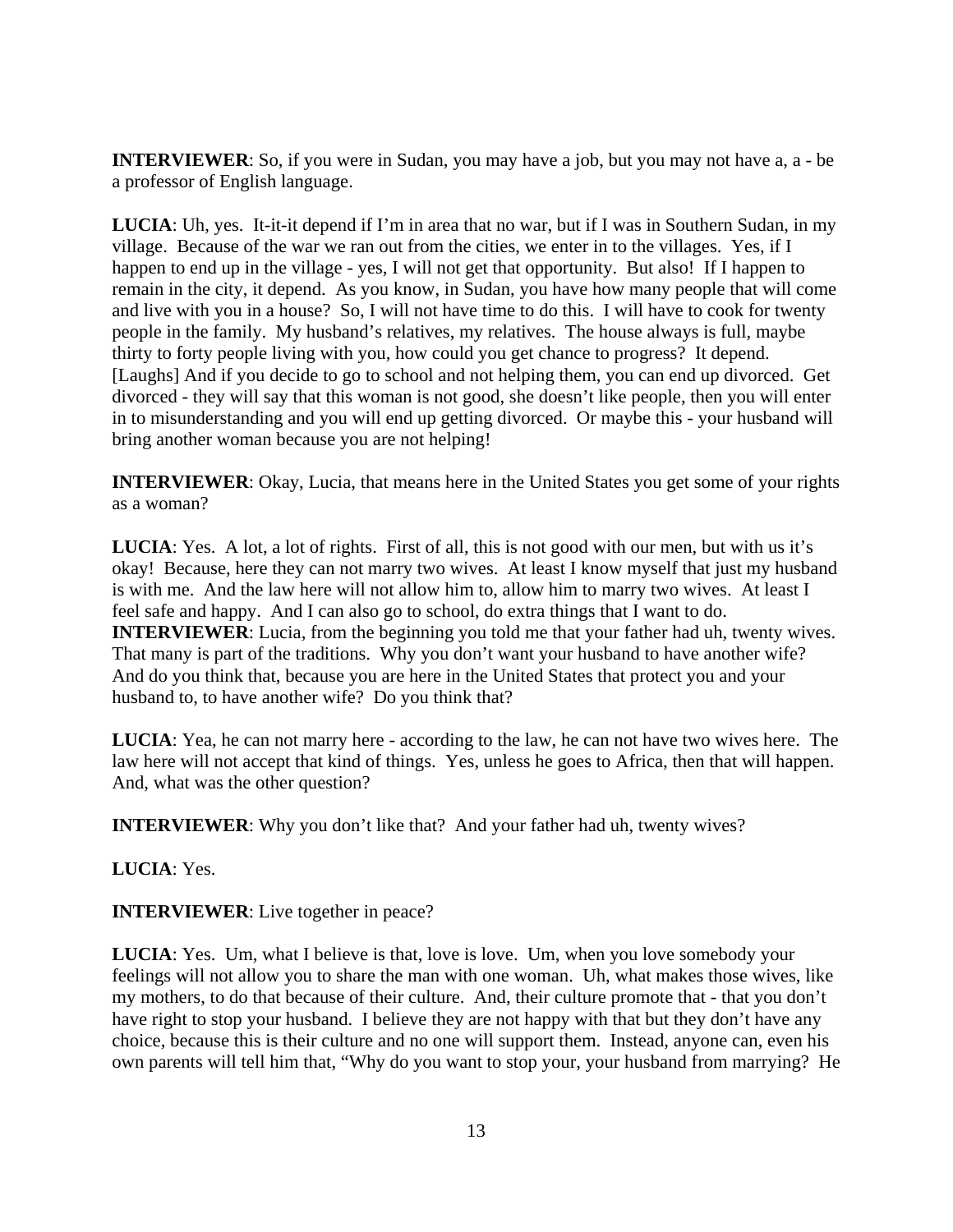**INTERVIEWER**: So, if you were in Sudan, you may have a job, but you may not have a, a - be a professor of English language.

**LUCIA**: Uh, yes. It-it-it depend if I'm in area that no war, but if I was in Southern Sudan, in my village. Because of the war we ran out from the cities, we enter in to the villages. Yes, if I happen to end up in the village - yes, I will not get that opportunity. But also! If I happen to remain in the city, it depend. As you know, in Sudan, you have how many people that will come and live with you in a house? So, I will not have time to do this. I will have to cook for twenty people in the family. My husband's relatives, my relatives. The house always is full, maybe thirty to forty people living with you, how could you get chance to progress? It depend. [Laughs] And if you decide to go to school and not helping them, you can end up divorced. Get divorced - they will say that this woman is not good, she doesn't like people, then you will enter in to misunderstanding and you will end up getting divorced. Or maybe this - your husband will bring another woman because you are not helping!

**INTERVIEWER**: Okay, Lucia, that means here in the United States you get some of your rights as a woman?

**LUCIA**: Yes. A lot, a lot of rights. First of all, this is not good with our men, but with us it's okay! Because, here they can not marry two wives. At least I know myself that just my husband is with me. And the law here will not allow him to, allow him to marry two wives. At least I feel safe and happy. And I can also go to school, do extra things that I want to do.

**INTERVIEWER**: Lucia, from the beginning you told me that your father had uh, twenty wives. That many is part of the traditions. Why you don't want your husband to have another wife? And do you think that, because you are here in the United States that protect you and your husband to, to have another wife? Do you think that?

**LUCIA**: Yea, he can not marry here - according to the law, he can not have two wives here. The law here will not accept that kind of things. Yes, unless he goes to Africa, then that will happen. And, what was the other question?

**INTERVIEWER**: Why you don't like that? And your father had uh, twenty wives?

**LUCIA**: Yes.

**INTERVIEWER**: Live together in peace?

**LUCIA**: Yes. Um, what I believe is that, love is love. Um, when you love somebody your feelings will not allow you to share the man with one woman. Uh, what makes those wives, like my mothers, to do that because of their culture. And, their culture promote that - that you don't have right to stop your husband. I believe they are not happy with that but they don't have any choice, because this is their culture and no one will support them. Instead, anyone can, even his own parents will tell him that, "Why do you want to stop your, your husband from marrying? He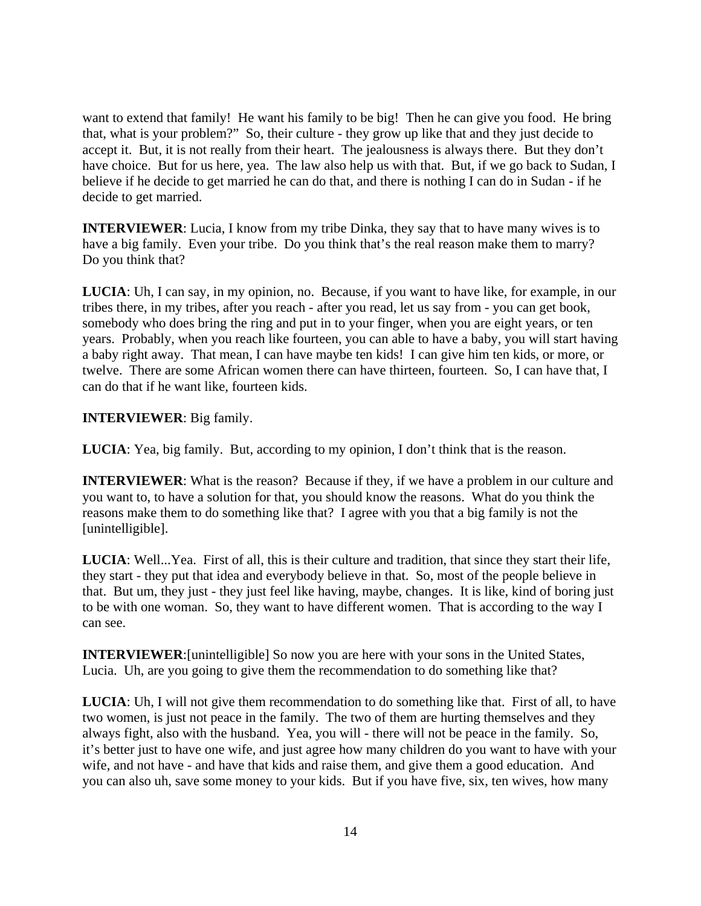want to extend that family! He want his family to be big! Then he can give you food. He bring that, what is your problem?" So, their culture - they grow up like that and they just decide to accept it. But, it is not really from their heart. The jealousness is always there. But they don't have choice. But for us here, yea. The law also help us with that. But, if we go back to Sudan, I believe if he decide to get married he can do that, and there is nothing I can do in Sudan - if he decide to get married.

**INTERVIEWER**: Lucia, I know from my tribe Dinka, they say that to have many wives is to have a big family. Even your tribe. Do you think that's the real reason make them to marry? Do you think that?

**LUCIA**: Uh, I can say, in my opinion, no. Because, if you want to have like, for example, in our tribes there, in my tribes, after you reach - after you read, let us say from - you can get book, somebody who does bring the ring and put in to your finger, when you are eight years, or ten years. Probably, when you reach like fourteen, you can able to have a baby, you will start having a baby right away. That mean, I can have maybe ten kids! I can give him ten kids, or more, or twelve. There are some African women there can have thirteen, fourteen. So, I can have that, I can do that if he want like, fourteen kids.

**INTERVIEWER**: Big family.

**LUCIA**: Yea, big family. But, according to my opinion, I don't think that is the reason.

**INTERVIEWER**: What is the reason? Because if they, if we have a problem in our culture and you want to, to have a solution for that, you should know the reasons. What do you think the reasons make them to do something like that? I agree with you that a big family is not the [unintelligible].

**LUCIA**: Well...Yea. First of all, this is their culture and tradition, that since they start their life, they start - they put that idea and everybody believe in that. So, most of the people believe in that. But um, they just - they just feel like having, maybe, changes. It is like, kind of boring just to be with one woman. So, they want to have different women. That is according to the way I can see.

**INTERVIEWER**:[unintelligible] So now you are here with your sons in the United States, Lucia. Uh, are you going to give them the recommendation to do something like that?

**LUCIA**: Uh, I will not give them recommendation to do something like that. First of all, to have two women, is just not peace in the family. The two of them are hurting themselves and they always fight, also with the husband. Yea, you will - there will not be peace in the family. So, it's better just to have one wife, and just agree how many children do you want to have with your wife, and not have - and have that kids and raise them, and give them a good education. And you can also uh, save some money to your kids. But if you have five, six, ten wives, how many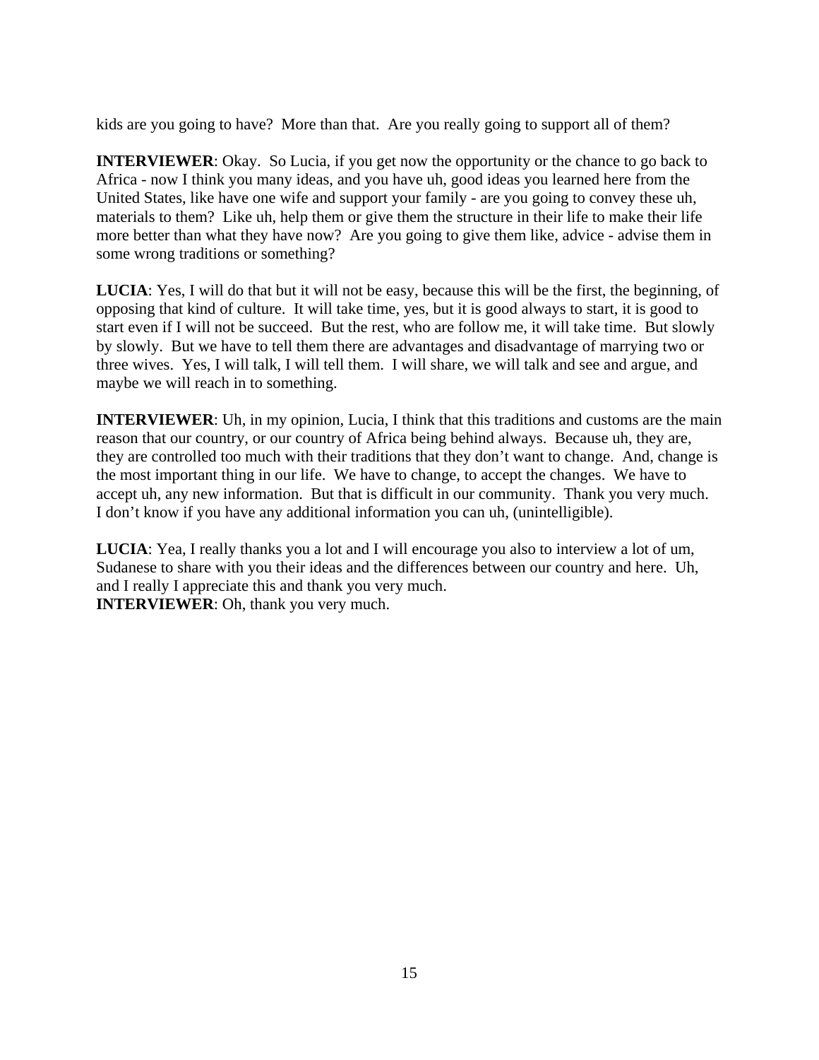kids are you going to have? More than that. Are you really going to support all of them?

**INTERVIEWER**: Okay. So Lucia, if you get now the opportunity or the chance to go back to Africa - now I think you many ideas, and you have uh, good ideas you learned here from the United States, like have one wife and support your family - are you going to convey these uh, materials to them? Like uh, help them or give them the structure in their life to make their life more better than what they have now? Are you going to give them like, advice - advise them in some wrong traditions or something?

**LUCIA**: Yes, I will do that but it will not be easy, because this will be the first, the beginning, of opposing that kind of culture. It will take time, yes, but it is good always to start, it is good to start even if I will not be succeed. But the rest, who are follow me, it will take time. But slowly by slowly. But we have to tell them there are advantages and disadvantage of marrying two or three wives. Yes, I will talk, I will tell them. I will share, we will talk and see and argue, and maybe we will reach in to something.

**INTERVIEWER**: Uh, in my opinion, Lucia, I think that this traditions and customs are the main reason that our country, or our country of Africa being behind always. Because uh, they are, they are controlled too much with their traditions that they don't want to change. And, change is the most important thing in our life. We have to change, to accept the changes. We have to accept uh, any new information. But that is difficult in our community. Thank you very much. I don't know if you have any additional information you can uh, (unintelligible).

**LUCIA**: Yea, I really thanks you a lot and I will encourage you also to interview a lot of um, Sudanese to share with you their ideas and the differences between our country and here. Uh, and I really I appreciate this and thank you very much.
**INTERVIEWER**: Oh, thank you very much.